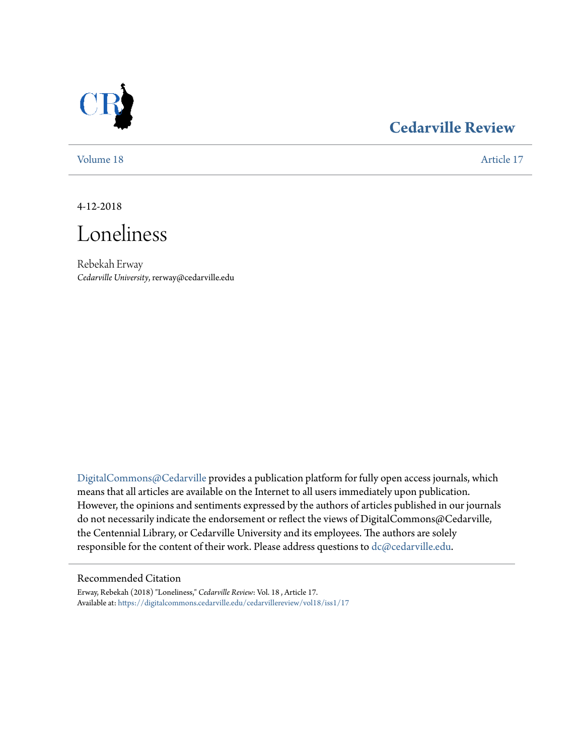Cedarville Review

Volume 18 | Article 17

4-12-2018

# Loneliness

Rebekah Erway
*Cedarville University*, rerway@cedarville.edu

DigitalCommons@Cedarville provides a publication platform for fully open access journals, which means that all articles are available on the Internet to all users immediately upon publication. However, the opinions and sentiments expressed by the authors of articles published in our journals do not necessarily indicate the endorsement or reflect the views of DigitalCommons@Cedarville, the Centennial Library, or Cedarville University and its employees. The authors are solely responsible for the content of their work. Please address questions to dc@cedarville.edu.

## Recommended Citation

Erway, Rebekah (2018) "Loneliness," *Cedarville Review*: Vol. 18 , Article 17.
Available at: https://digitalcommons.cedarville.edu/cedarvillereview/vol18/iss1/17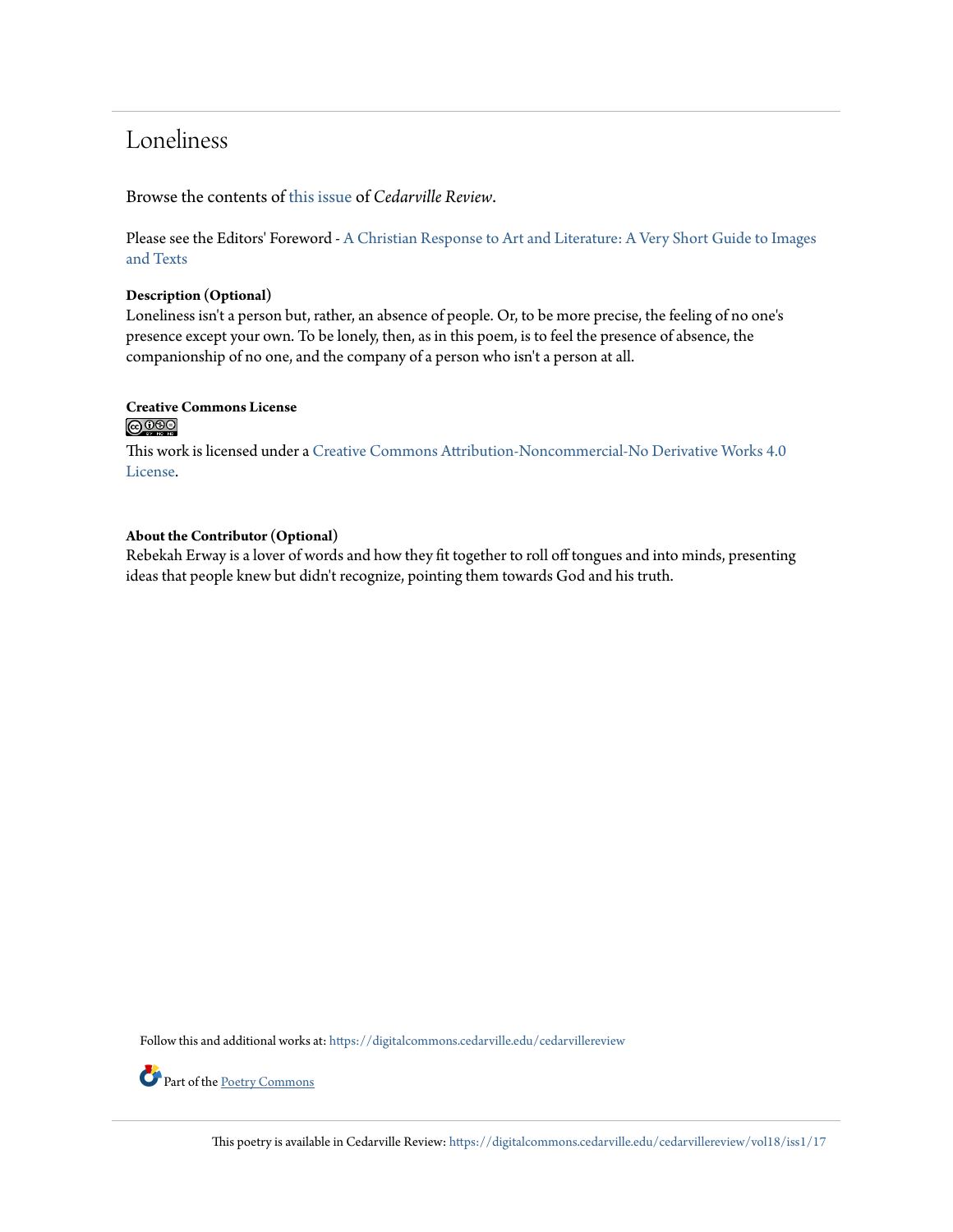# Loneliness

Browse the contents of this issue of *Cedarville Review*.

Please see the Editors' Foreword - A Christian Response to Art and Literature: A Very Short Guide to Images and Texts

**Description (Optional)**
Loneliness isn't a person but, rather, an absence of people. Or, to be more precise, the feeling of no one's presence except your own. To be lonely, then, as in this poem, is to feel the presence of absence, the companionship of no one, and the company of a person who isn't a person at all.

**Creative Commons License**

This work is licensed under a Creative Commons Attribution-Noncommercial-No Derivative Works 4.0 License.

**About the Contributor (Optional)**
Rebekah Erway is a lover of words and how they fit together to roll off tongues and into minds, presenting ideas that people knew but didn't recognize, pointing them towards God and his truth.

Follow this and additional works at: https://digitalcommons.cedarville.edu/cedarvillereview

Part of the Poetry Commons

This poetry is available in Cedarville Review: https://digitalcommons.cedarville.edu/cedarvillereview/vol18/iss1/17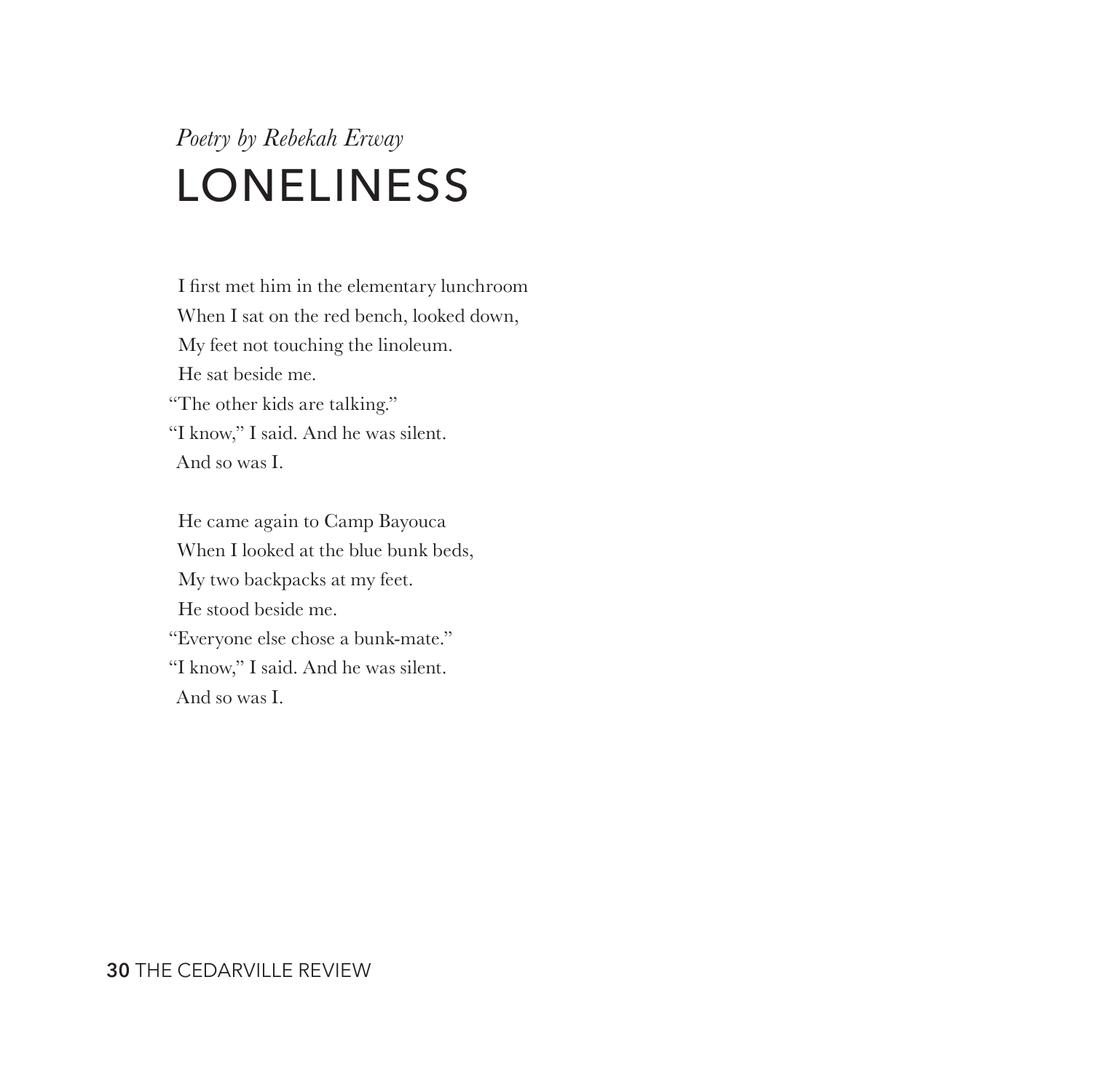*Poetry by Rebekah Erway*

# LONELINESS

I first met him in the elementary lunchroom
When I sat on the red bench, looked down,
My feet not touching the linoleum.
He sat beside me.
"The other kids are talking."
"I know," I said. And he was silent.
And so was I.

He came again to Camp Bayouca
When I looked at the blue bunk beds,
My two backpacks at my feet.
He stood beside me.
"Everyone else chose a bunk-mate."
"I know," I said. And he was silent.
And so was I.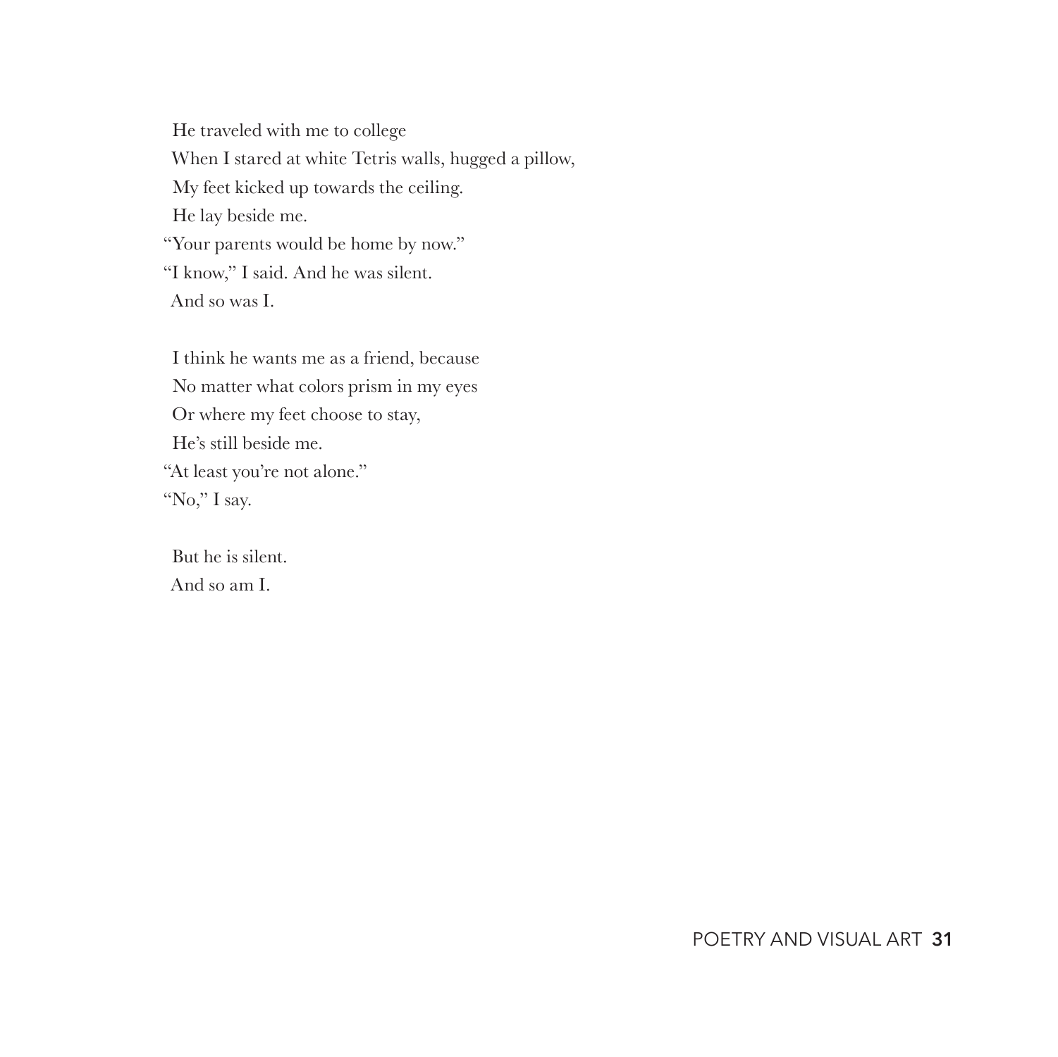He traveled with me to college  
When I stared at white Tetris walls, hugged a pillow,  
My feet kicked up towards the ceiling.  
He lay beside me.  
"Your parents would be home by now."  
"I know," I said. And he was silent.  
And so was I.

I think he wants me as a friend, because  
No matter what colors prism in my eyes  
Or where my feet choose to stay,  
He's still beside me.  
"At least you're not alone."  
"No," I say.

But he is silent.  
And so am I.